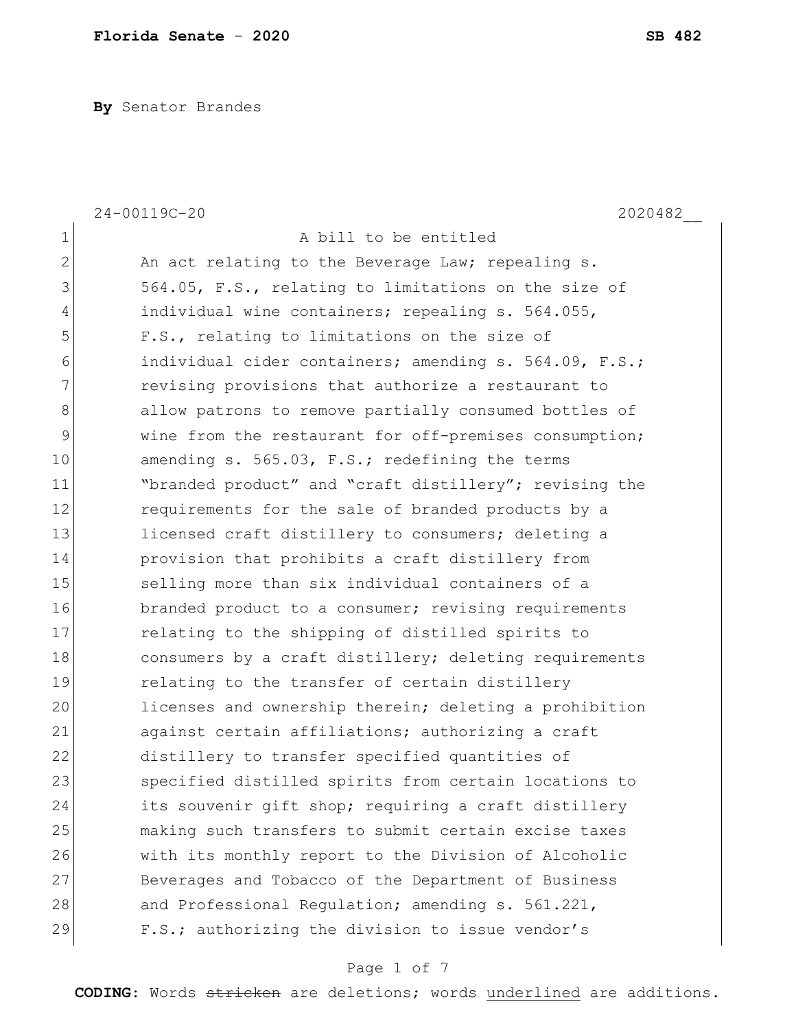**By** Senator Brandes

24-00119C-20 2020482__

1 A bill to be entitled
2 An act relating to the Beverage Law; repealing s.
3 564.05, F.S., relating to limitations on the size of
4 individual wine containers; repealing s. 564.055,
5 F.S., relating to limitations on the size of
6 individual cider containers; amending s. 564.09, F.S.;
7 revising provisions that authorize a restaurant to
8 allow patrons to remove partially consumed bottles of
9 wine from the restaurant for off-premises consumption;
10 amending s. 565.03, F.S.; redefining the terms
11 "branded product" and "craft distillery"; revising the
12 requirements for the sale of branded products by a
13 licensed craft distillery to consumers; deleting a
14 provision that prohibits a craft distillery from
15 selling more than six individual containers of a
16 branded product to a consumer; revising requirements
17 relating to the shipping of distilled spirits to
18 consumers by a craft distillery; deleting requirements
19 relating to the transfer of certain distillery
20 licenses and ownership therein; deleting a prohibition
21 against certain affiliations; authorizing a craft
22 distillery to transfer specified quantities of
23 specified distilled spirits from certain locations to
24 its souvenir gift shop; requiring a craft distillery
25 making such transfers to submit certain excise taxes
26 with its monthly report to the Division of Alcoholic
27 Beverages and Tobacco of the Department of Business
28 and Professional Regulation; amending s. 561.221,
29 F.S.; authorizing the division to issue vendor's

**CODING:** Words ~~stricken~~ are deletions; words <u>underlined</u> are additions.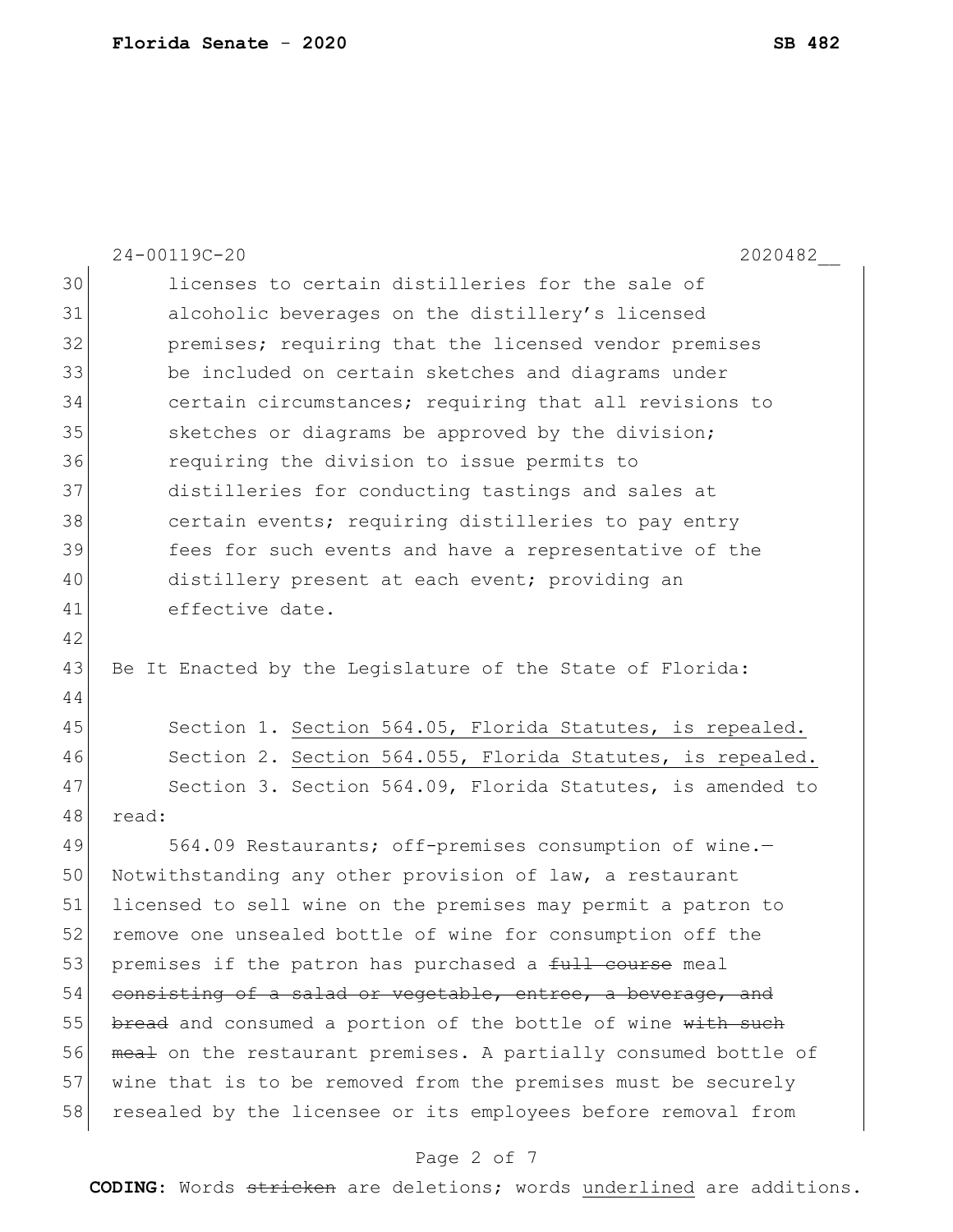licenses to certain distilleries for the sale of alcoholic beverages on the distillery's licensed premises; requiring that the licensed vendor premises be included on certain sketches and diagrams under certain circumstances; requiring that all revisions to sketches or diagrams be approved by the division; requiring the division to issue permits to distilleries for conducting tastings and sales at certain events; requiring distilleries to pay entry fees for such events and have a representative of the distillery present at each event; providing an effective date.

Be It Enacted by the Legislature of the State of Florida:

Section 1. <u>Section 564.05, Florida Statutes, is repealed.</u>

Section 2. <u>Section 564.055, Florida Statutes, is repealed.</u>

Section 3. Section 564.09, Florida Statutes, is amended to read:

564.09 Restaurants; off-premises consumption of wine.—Notwithstanding any other provision of law, a restaurant licensed to sell wine on the premises may permit a patron to remove one unsealed bottle of wine for consumption off the premises if the patron has purchased a ~~full course~~ meal ~~consisting of a salad or vegetable, entree, a beverage, and bread~~ and consumed a portion of the bottle of wine ~~with such meal~~ on the restaurant premises. A partially consumed bottle of wine that is to be removed from the premises must be securely resealed by the licensee or its employees before removal from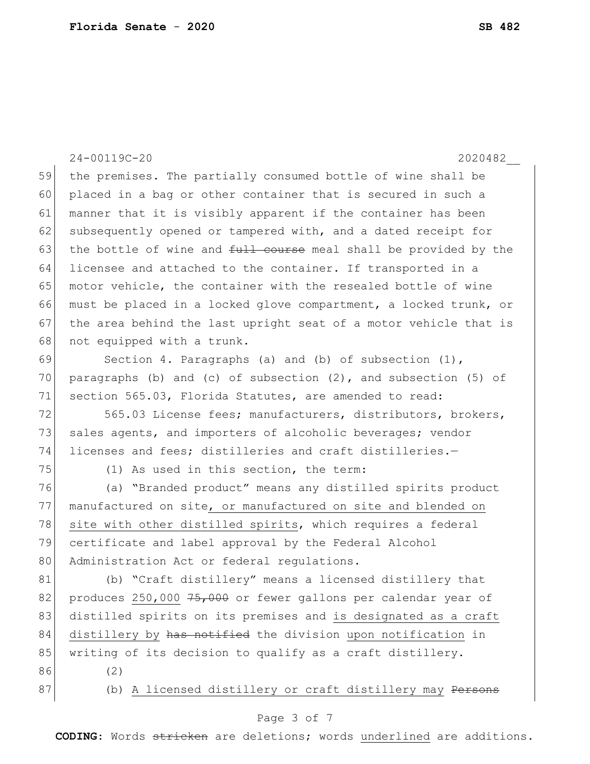the premises. The partially consumed bottle of wine shall be placed in a bag or other container that is secured in such a manner that it is visibly apparent if the container has been subsequently opened or tampered with, and a dated receipt for the bottle of wine and ~~full course~~ meal shall be provided by the licensee and attached to the container. If transported in a motor vehicle, the container with the resealed bottle of wine must be placed in a locked glove compartment, a locked trunk, or the area behind the last upright seat of a motor vehicle that is not equipped with a trunk.

Section 4. Paragraphs (a) and (b) of subsection (1), paragraphs (b) and (c) of subsection (2), and subsection (5) of section 565.03, Florida Statutes, are amended to read:

565.03 License fees; manufacturers, distributors, brokers, sales agents, and importers of alcoholic beverages; vendor licenses and fees; distilleries and craft distilleries.—

(1) As used in this section, the term:

(a) "Branded product" means any distilled spirits product manufactured on site<u>, or manufactured on site and blended on site with other distilled spirits</u>, which requires a federal certificate and label approval by the Federal Alcohol Administration Act or federal regulations.

(b) "Craft distillery" means a licensed distillery that produces <u>250,000</u> ~~75,000~~ or fewer gallons per calendar year of distilled spirits on its premises and <u>is designated as a craft distillery by</u> ~~has notified~~ the division <u>upon notification</u> in writing of its decision to qualify as a craft distillery.

(2)

(b) <u>A licensed distillery or craft distillery may</u> ~~Persons~~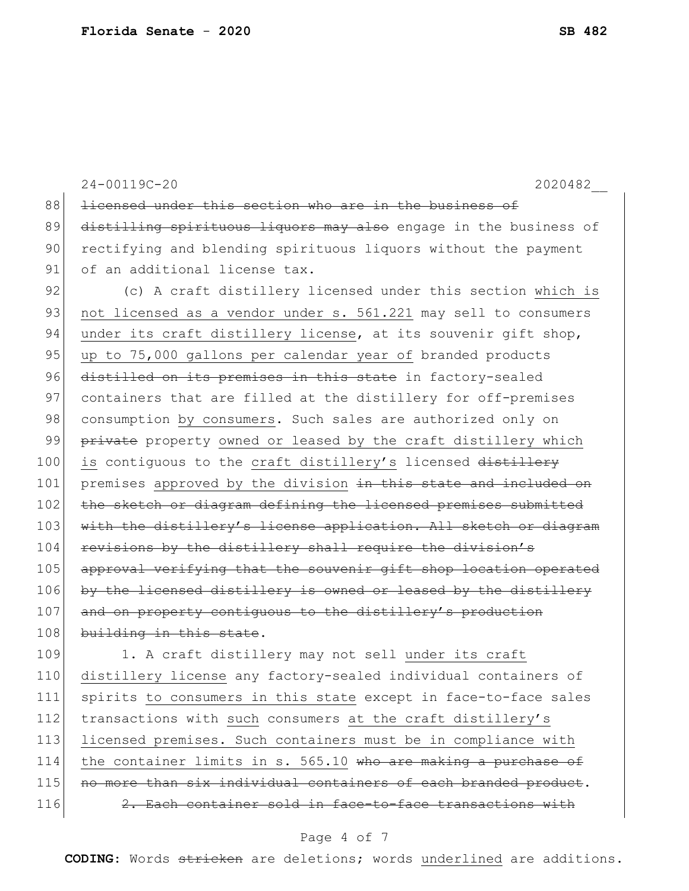~~licensed under this section who are in the business of distilling spirituous liquors may also~~ engage in the business of rectifying and blending spirituous liquors without the payment of an additional license tax.

(c) A craft distillery licensed under this section <u>which is not licensed as a vendor under s. 561.221</u> may sell to consumers <u>under its craft distillery license</u>, at its souvenir gift shop, <u>up to 75,000 gallons per calendar year of</u> branded products ~~distilled on its premises in this state~~ in factory-sealed containers that are filled at the distillery for off-premises consumption <u>by consumers</u>. Such sales are authorized only on ~~private~~ property <u>owned or leased by the craft distillery which is</u> contiguous to the <u>craft distillery's</u> licensed ~~distillery~~ premises <u>approved by the division</u> ~~in this state and included on the sketch or diagram defining the licensed premises submitted with the distillery's license application. All sketch or diagram revisions by the distillery shall require the division's approval verifying that the souvenir gift shop location operated by the licensed distillery is owned or leased by the distillery and on property contiguous to the distillery's production building in this state~~.

1. A craft distillery may not sell <u>under its craft distillery license</u> any factory-sealed individual containers of spirits <u>to consumers in this state</u> except in face-to-face sales transactions with <u>such</u> consumers <u>at the craft distillery's licensed premises. Such containers must be in compliance with the container limits in s. 565.10</u> ~~who are making a purchase of no more than six individual containers of each branded product~~.

~~2. Each container sold in face-to-face transactions with~~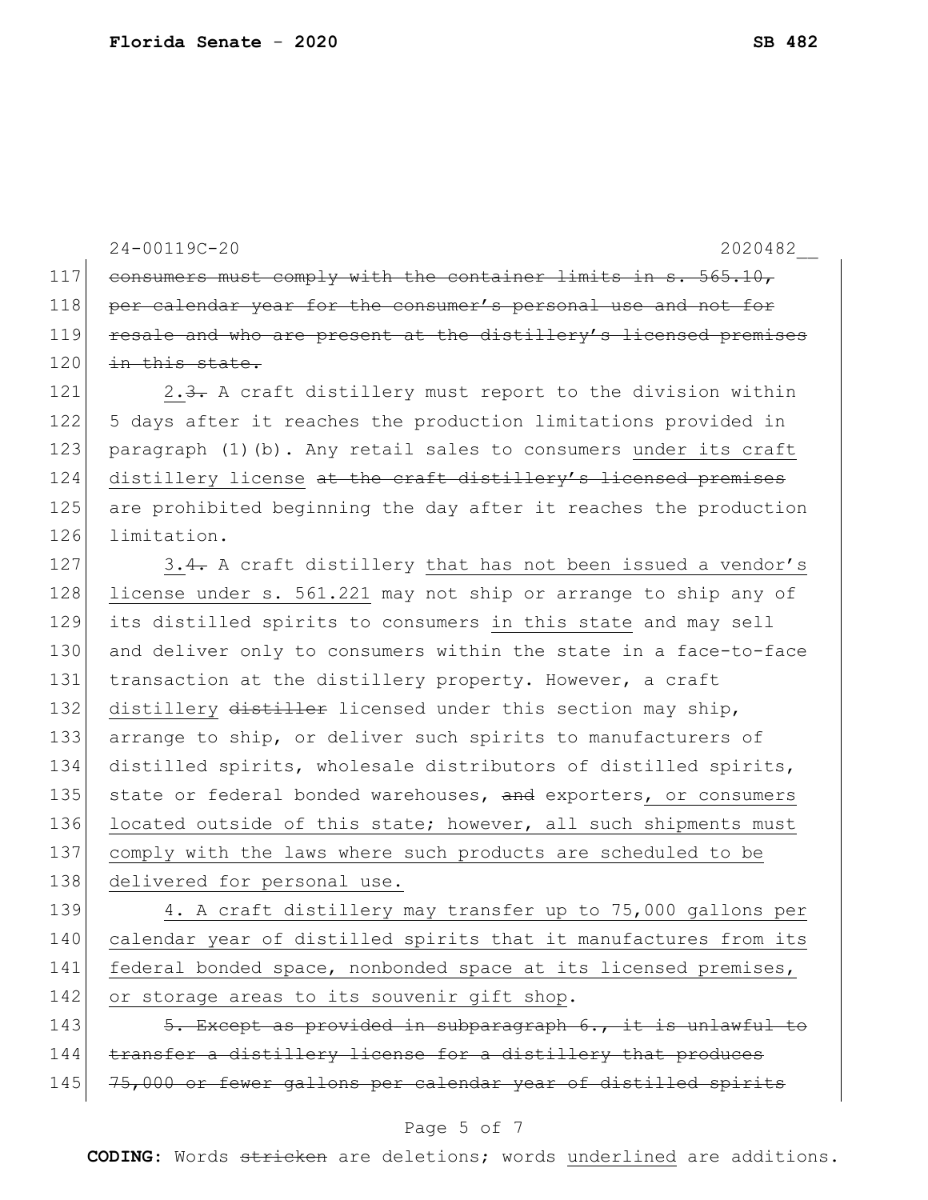117 ~~consumers must comply with the container limits in s. 565.10,~~
118 ~~per calendar year for the consumer's personal use and not for~~
119 ~~resale and who are present at the distillery's licensed premises~~
120 ~~in this state.~~

121 2.~~3.~~ A craft distillery must report to the division within
122 5 days after it reaches the production limitations provided in
123 paragraph (1)(b). Any retail sales to consumers <u>under its craft</u>
124 <u>distillery license</u> ~~at the craft distillery's licensed premises~~
125 are prohibited beginning the day after it reaches the production
126 limitation.

127 3.~~4.~~ A craft distillery <u>that has not been issued a vendor's</u>
128 <u>license under s. 561.221</u> may not ship or arrange to ship any of
129 its distilled spirits to consumers <u>in this state</u> and may sell
130 and deliver only to consumers within the state in a face-to-face
131 transaction at the distillery property. However, a craft
132 <u>distillery</u> ~~distiller~~ licensed under this section may ship,
133 arrange to ship, or deliver such spirits to manufacturers of
134 distilled spirits, wholesale distributors of distilled spirits,
135 state or federal bonded warehouses, ~~and~~ exporters<u>, or consumers</u>
136 <u>located outside of this state; however, all such shipments must</u>
137 <u>comply with the laws where such products are scheduled to be</u>
138 <u>delivered for personal use.</u>

139 <u>4. A craft distillery may transfer up to 75,000 gallons per</u>
140 <u>calendar year of distilled spirits that it manufactures from its</u>
141 <u>federal bonded space, nonbonded space at its licensed premises,</u>
142 <u>or storage areas to its souvenir gift shop</u>.

143 ~~5. Except as provided in subparagraph 6., it is unlawful to~~
144 ~~transfer a distillery license for a distillery that produces~~
145 ~~75,000 or fewer gallons per calendar year of distilled spirits~~

**CODING:** Words ~~stricken~~ are deletions; words <u>underlined</u> are additions.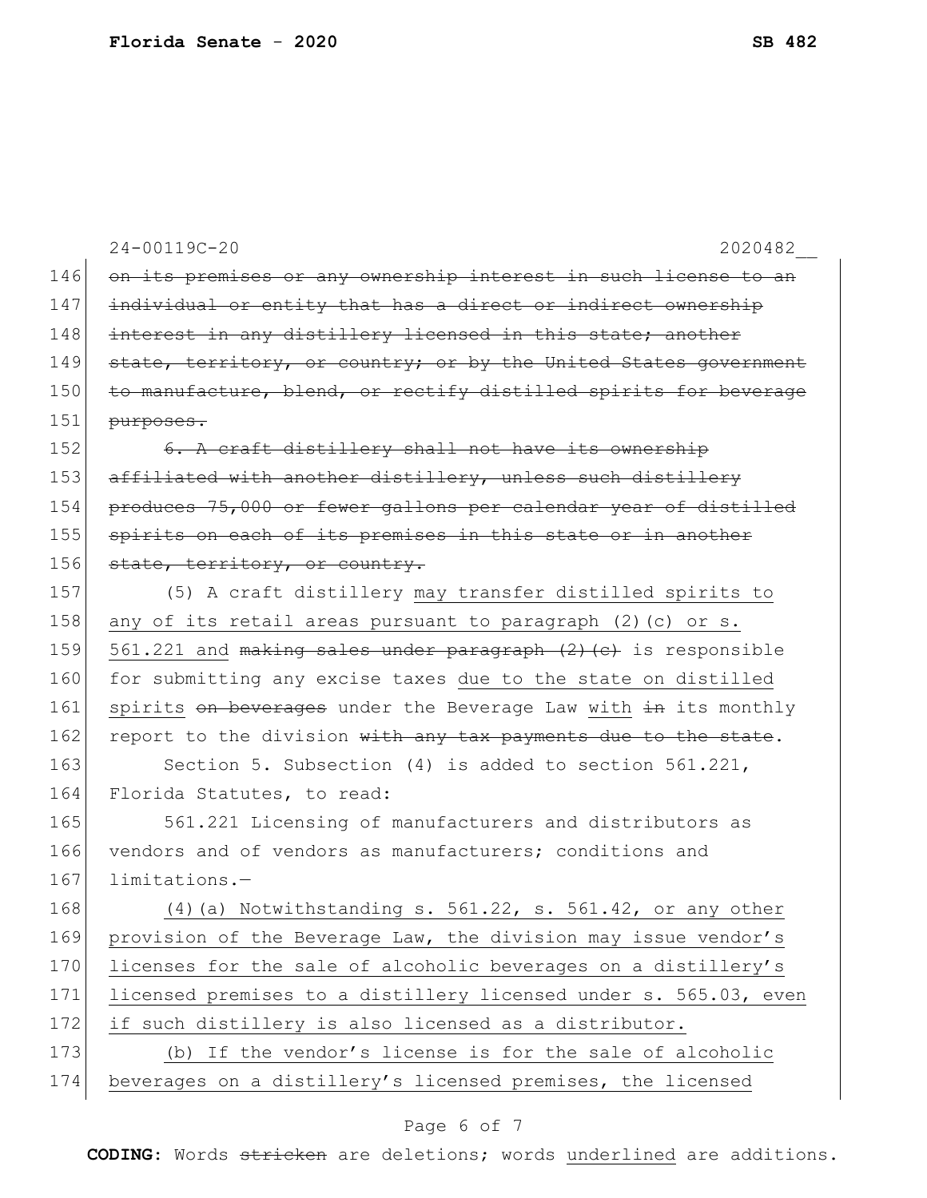~~on its premises or any ownership interest in such license to an individual or entity that has a direct or indirect ownership interest in any distillery licensed in this state; another state, territory, or country; or by the United States government to manufacture, blend, or rectify distilled spirits for beverage purposes.~~

~~6. A craft distillery shall not have its ownership affiliated with another distillery, unless such distillery produces 75,000 or fewer gallons per calendar year of distilled spirits on each of its premises in this state or in another state, territory, or country.~~

(5) A craft distillery <u>may transfer distilled spirits to any of its retail areas pursuant to paragraph (2)(c) or s. 561.221 and</u> ~~making sales under paragraph (2)(c)~~ is responsible for submitting any excise taxes <u>due to the state on distilled spirits</u> ~~on beverages~~ under the Beverage Law <u>with</u> ~~in~~ its monthly report to the division ~~with any tax payments due to the state~~.

Section 5. Subsection (4) is added to section 561.221, Florida Statutes, to read:

561.221 Licensing of manufacturers and distributors as vendors and of vendors as manufacturers; conditions and limitations.—

<u>(4)(a) Notwithstanding s. 561.22, s. 561.42, or any other provision of the Beverage Law, the division may issue vendor's licenses for the sale of alcoholic beverages on a distillery's licensed premises to a distillery licensed under s. 565.03, even if such distillery is also licensed as a distributor.</u>

<u>(b) If the vendor's license is for the sale of alcoholic beverages on a distillery's licensed premises, the licensed</u>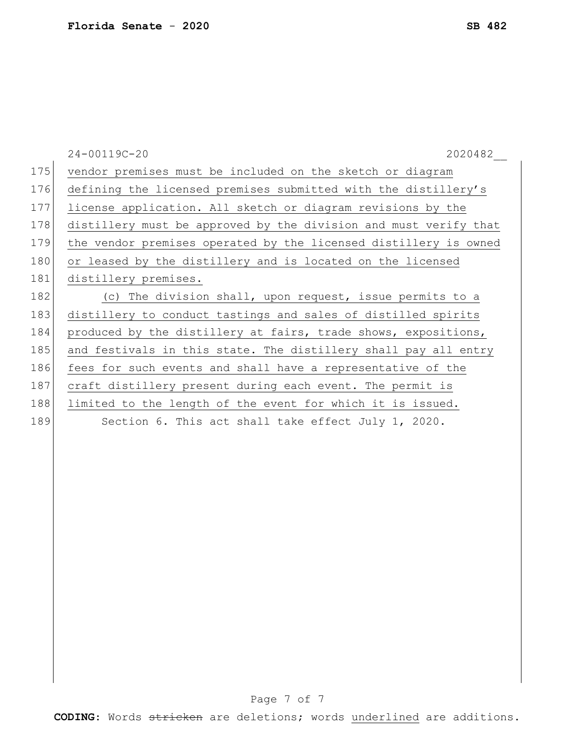vendor premises must be included on the sketch or diagram defining the licensed premises submitted with the distillery's license application. All sketch or diagram revisions by the distillery must be approved by the division and must verify that the vendor premises operated by the licensed distillery is owned or leased by the distillery and is located on the licensed distillery premises.

(c) The division shall, upon request, issue permits to a distillery to conduct tastings and sales of distilled spirits produced by the distillery at fairs, trade shows, expositions, and festivals in this state. The distillery shall pay all entry fees for such events and shall have a representative of the craft distillery present during each event. The permit is limited to the length of the event for which it is issued.

Section 6. This act shall take effect July 1, 2020.